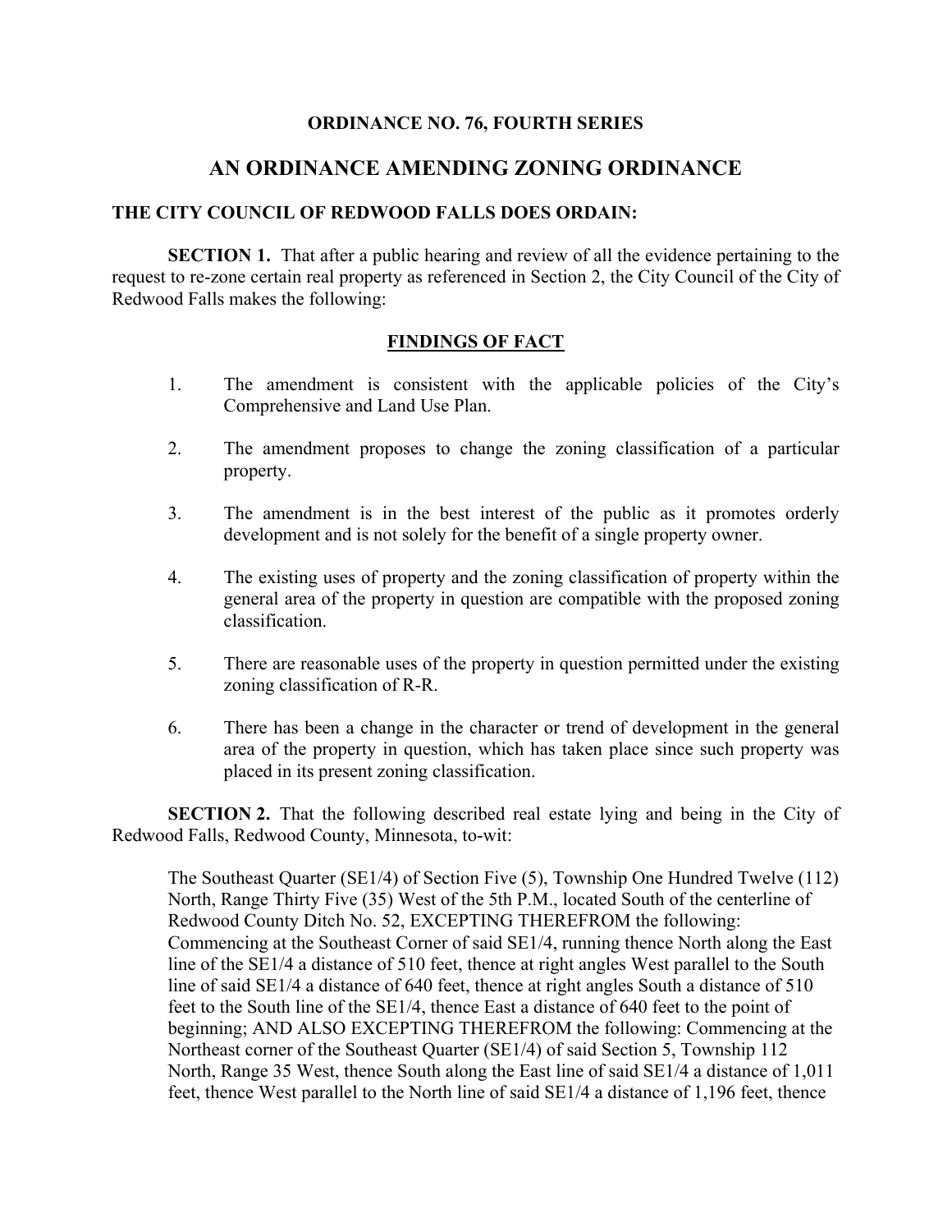**ORDINANCE NO. 76, FOURTH SERIES**

# AN ORDINANCE AMENDING ZONING ORDINANCE

**THE CITY COUNCIL OF REDWOOD FALLS DOES ORDAIN:**

**SECTION 1.** That after a public hearing and review of all the evidence pertaining to the request to re-zone certain real property as referenced in Section 2, the City Council of the City of Redwood Falls makes the following:

## FINDINGS OF FACT

1. The amendment is consistent with the applicable policies of the City's Comprehensive and Land Use Plan.

2. The amendment proposes to change the zoning classification of a particular property.

3. The amendment is in the best interest of the public as it promotes orderly development and is not solely for the benefit of a single property owner.

4. The existing uses of property and the zoning classification of property within the general area of the property in question are compatible with the proposed zoning classification.

5. There are reasonable uses of the property in question permitted under the existing zoning classification of R-R.

6. There has been a change in the character or trend of development in the general area of the property in question, which has taken place since such property was placed in its present zoning classification.

**SECTION 2.** That the following described real estate lying and being in the City of Redwood Falls, Redwood County, Minnesota, to-wit:

The Southeast Quarter (SE1/4) of Section Five (5), Township One Hundred Twelve (112) North, Range Thirty Five (35) West of the 5th P.M., located South of the centerline of Redwood County Ditch No. 52, EXCEPTING THEREFROM the following: Commencing at the Southeast Corner of said SE1/4, running thence North along the East line of the SE1/4 a distance of 510 feet, thence at right angles West parallel to the South line of said SE1/4 a distance of 640 feet, thence at right angles South a distance of 510 feet to the South line of the SE1/4, thence East a distance of 640 feet to the point of beginning; AND ALSO EXCEPTING THEREFROM the following: Commencing at the Northeast corner of the Southeast Quarter (SE1/4) of said Section 5, Township 112 North, Range 35 West, thence South along the East line of said SE1/4 a distance of 1,011 feet, thence West parallel to the North line of said SE1/4 a distance of 1,196 feet, thence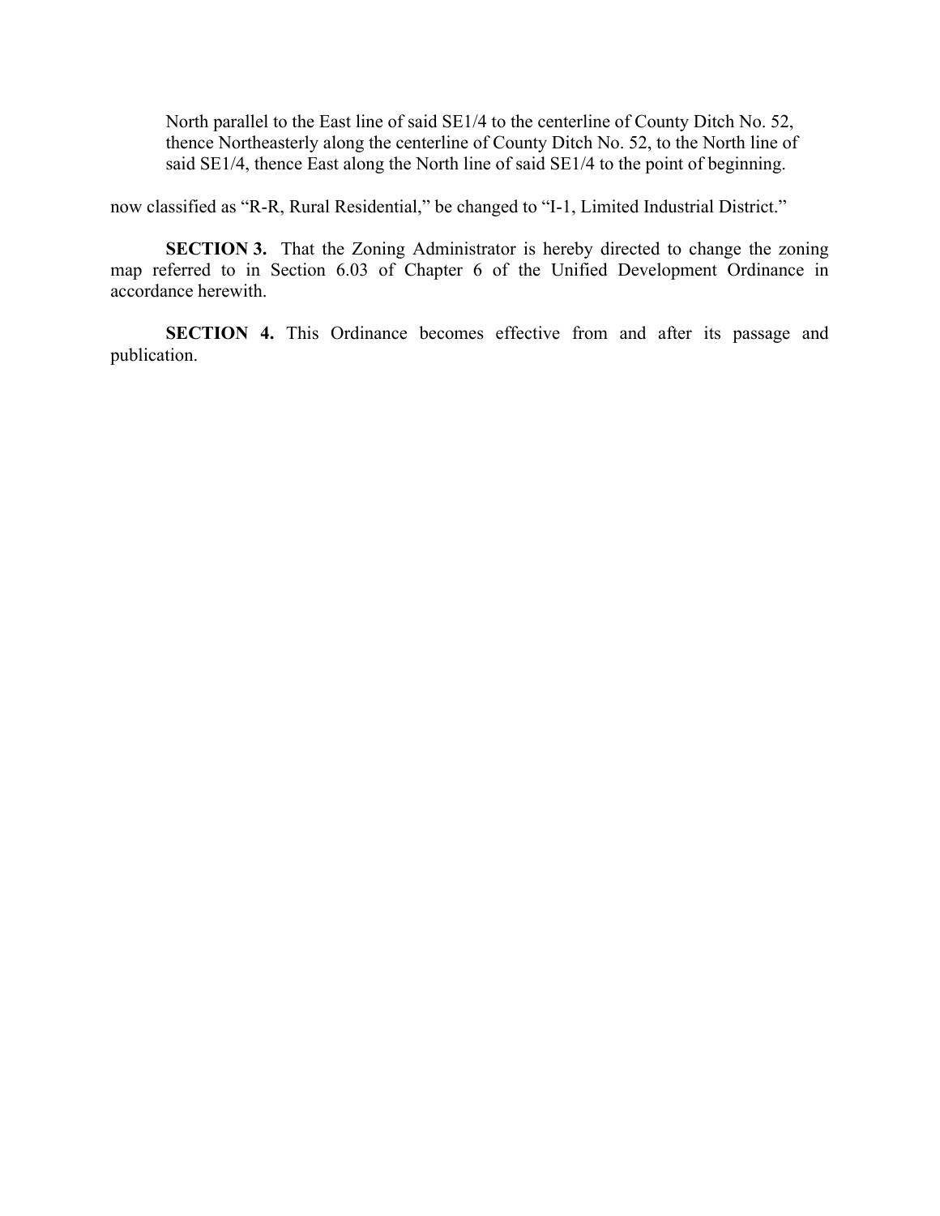North parallel to the East line of said SE1/4 to the centerline of County Ditch No. 52, thence Northeasterly along the centerline of County Ditch No. 52, to the North line of said SE1/4, thence East along the North line of said SE1/4 to the point of beginning.

now classified as "R-R, Rural Residential," be changed to "I-1, Limited Industrial District."

**SECTION 3.** That the Zoning Administrator is hereby directed to change the zoning map referred to in Section 6.03 of Chapter 6 of the Unified Development Ordinance in accordance herewith.

**SECTION 4.** This Ordinance becomes effective from and after its passage and publication.